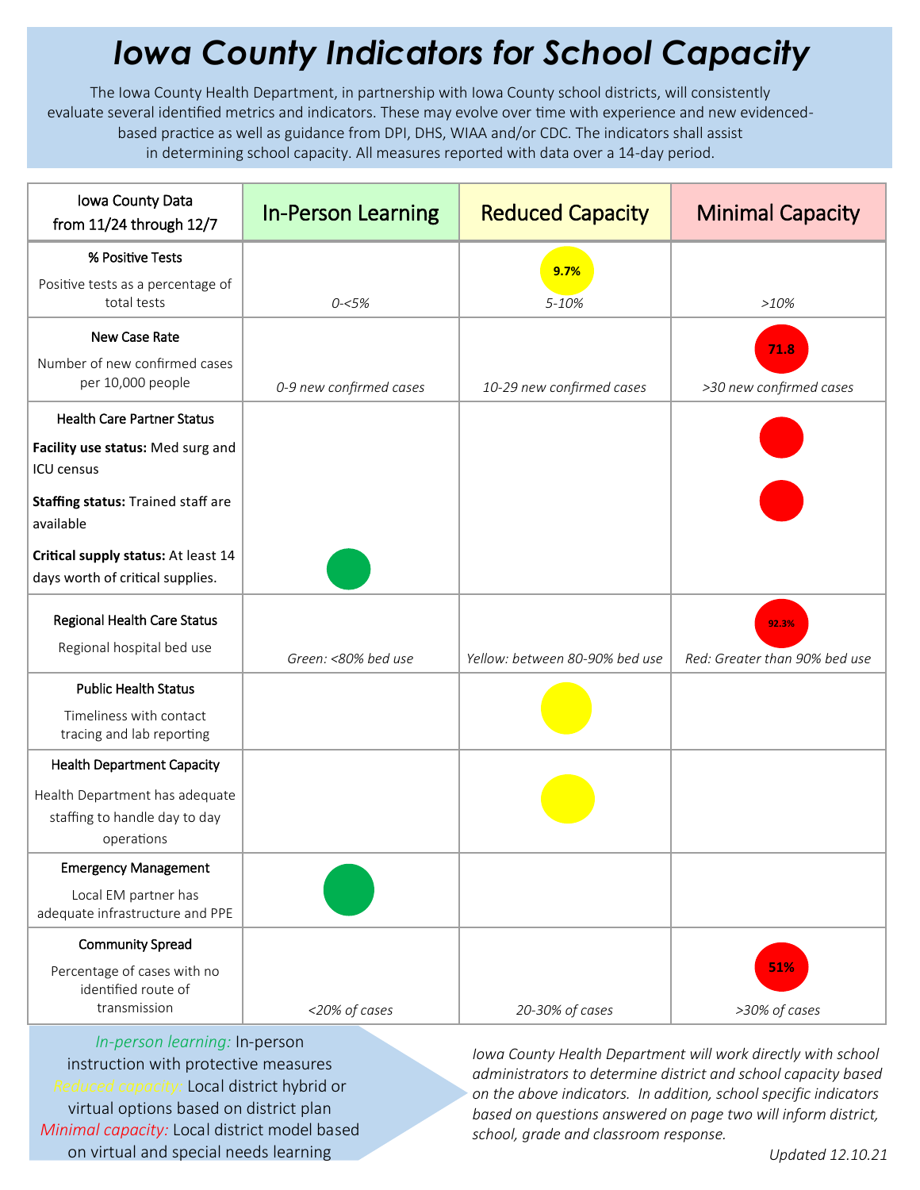# Iowa County Indicators for School Capacity

The Iowa County Health Department, in partnership with Iowa County school districts, will consistently evaluate several identified metrics and indicators. These may evolve over time with experience and new evidenced-based practice as well as guidance from DPI, DHS, WIAA and/or CDC. The indicators shall assist in determining school capacity. All measures reported with data over a 14-day period.

| Iowa County Data from 11/24 through 12/7 | In-Person Learning | Reduced Capacity | Minimal Capacity |
|---|---|---|---|
| **% Positive Tests**<br>Positive tests as a percentage of total tests | *0-<5%* | 9.7%<br>*5-10%* | *>10%* |
| **New Case Rate**<br>Number of new confirmed cases per 10,000 people | *0-9 new confirmed cases* | *10-29 new confirmed cases* | 71.8<br>*>30 new confirmed cases* |
| **Health Care Partner Status**<br>**Facility use status:** Med surg and ICU census | | | ● |
| **Staffing status:** Trained staff are available | | | ● |
| **Critical supply status:** At least 14 days worth of critical supplies. | ● | | |
| **Regional Health Care Status**<br>Regional hospital bed use | *Green: <80% bed use* | *Yellow: between 80-90% bed use* | 92.3%<br>*Red: Greater than 90% bed use* |
| **Public Health Status**<br>Timeliness with contact tracing and lab reporting | | ● | |
| **Health Department Capacity**<br>Health Department has adequate staffing to handle day to day operations | | ● | |
| **Emergency Management**<br>Local EM partner has adequate infrastructure and PPE | ● | | |
| **Community Spread**<br>Percentage of cases with no identified route of transmission | *<20% of cases* | *20-30% of cases* | 51%<br>*>30% of cases* |

*In-person learning:* In-person instruction with protective measures
*Reduced capacity:* Local district hybrid or virtual options based on district plan
*Minimal capacity:* Local district model based on virtual and special needs learning

*Iowa County Health Department will work directly with school administrators to determine district and school capacity based on the above indicators. In addition, school specific indicators based on questions answered on page two will inform district, school, grade and classroom response.*

*Updated 12.10.21*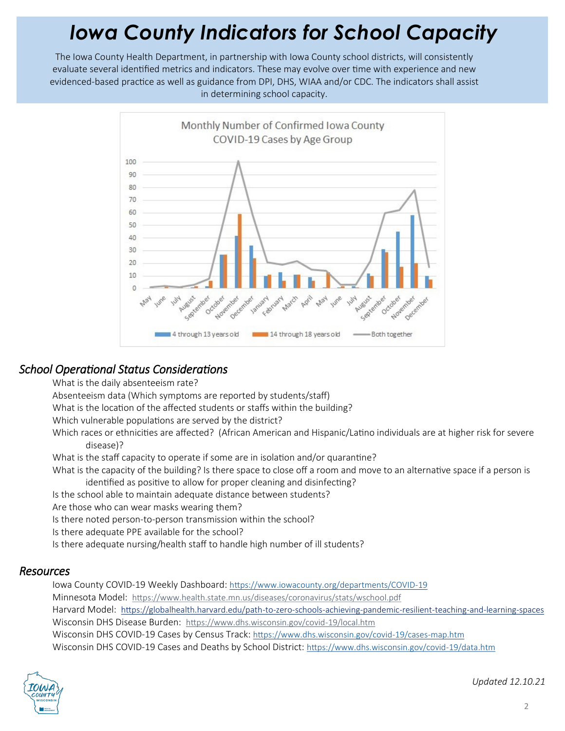# *Iowa County Indicators for School Capacity*

The Iowa County Health Department, in partnership with Iowa County school districts, will consistently evaluate several identified metrics and indicators. These may evolve over time with experience and new evidenced-based practice as well as guidance from DPI, DHS, WIAA and/or CDC. The indicators shall assist in determining school capacity.

Monthly Number of Confirmed Iowa County COVID-19 Cases by Age Group

100
90
80
70
60
50
40
30
20
10
0

May June July August September October November December January February March April May June July August September October November December

4 through 13 years old
14 through 18 years old
Both together

## *School Operational Status Considerations*

What is the daily absenteeism rate?
Absenteeism data (Which symptoms are reported by students/staff)
What is the location of the affected students or staffs within the building?
Which vulnerable populations are served by the district?
Which races or ethnicities are affected? (African American and Hispanic/Latino individuals are at higher risk for severe disease)?
What is the staff capacity to operate if some are in isolation and/or quarantine?
What is the capacity of the building? Is there space to close off a room and move to an alternative space if a person is identified as positive to allow for proper cleaning and disinfecting?
Is the school able to maintain adequate distance between students?
Are those who can wear masks wearing them?
Is there noted person-to-person transmission within the school?
Is there adequate PPE available for the school?
Is there adequate nursing/health staff to handle high number of ill students?

## *Resources*

Iowa County COVID-19 Weekly Dashboard: https://www.iowacounty.org/departments/COVID-19
Minnesota Model: https://www.health.state.mn.us/diseases/coronavirus/stats/wschool.pdf
Harvard Model: https://globalhealth.harvard.edu/path-to-zero-schools-achieving-pandemic-resilient-teaching-and-learning-spaces
Wisconsin DHS Disease Burden: https://www.dhs.wisconsin.gov/covid-19/local.htm
Wisconsin DHS COVID-19 Cases by Census Track: https://www.dhs.wisconsin.gov/covid-19/cases-map.htm
Wisconsin DHS COVID-19 Cases and Deaths by School District: https://www.dhs.wisconsin.gov/covid-19/data.htm

*Updated 12.10.21*